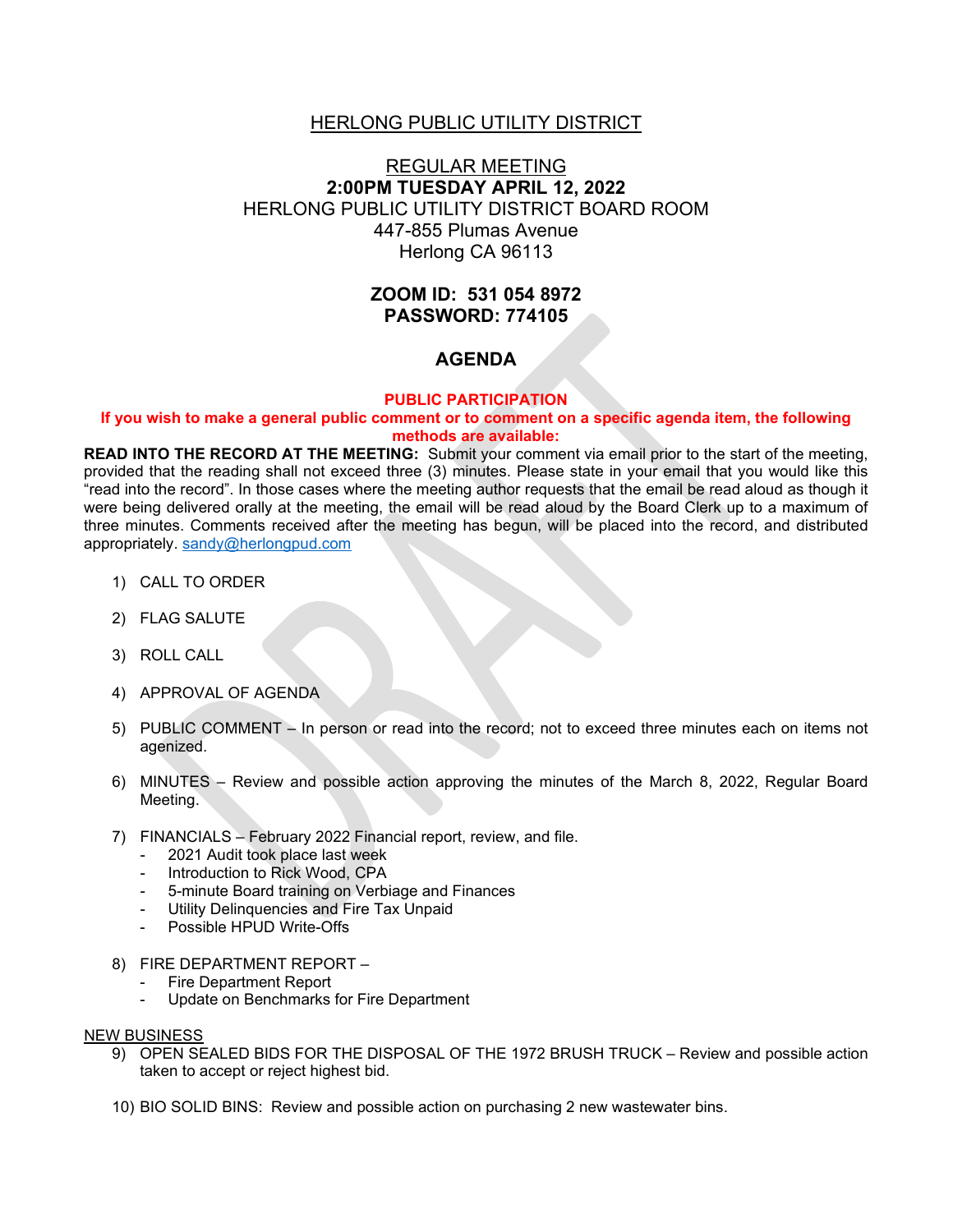# HERLONG PUBLIC UTILITY DISTRICT

## REGULAR MEETING

**2:00PM TUESDAY APRIL 12, 2022**

HERLONG PUBLIC UTILITY DISTRICT BOARD ROOM
447-855 Plumas Avenue
Herlong CA 96113

**ZOOM ID: 531 054 8972**
**PASSWORD: 774105**

## AGENDA

**PUBLIC PARTICIPATION**

**If you wish to make a general public comment or to comment on a specific agenda item, the following methods are available:**

**READ INTO THE RECORD AT THE MEETING:** Submit your comment via email prior to the start of the meeting, provided that the reading shall not exceed three (3) minutes. Please state in your email that you would like this "read into the record". In those cases where the meeting author requests that the email be read aloud as though it were being delivered orally at the meeting, the email will be read aloud by the Board Clerk up to a maximum of three minutes. Comments received after the meeting has begun, will be placed into the record, and distributed appropriately. sandy@herlongpud.com

1) CALL TO ORDER

2) FLAG SALUTE

3) ROLL CALL

4) APPROVAL OF AGENDA

5) PUBLIC COMMENT – In person or read into the record; not to exceed three minutes each on items not agenized.

6) MINUTES – Review and possible action approving the minutes of the March 8, 2022, Regular Board Meeting.

7) FINANCIALS – February 2022 Financial report, review, and file.
   - 2021 Audit took place last week
   - Introduction to Rick Wood, CPA
   - 5-minute Board training on Verbiage and Finances
   - Utility Delinquencies and Fire Tax Unpaid
   - Possible HPUD Write-Offs

8) FIRE DEPARTMENT REPORT –
   - Fire Department Report
   - Update on Benchmarks for Fire Department

NEW BUSINESS

9) OPEN SEALED BIDS FOR THE DISPOSAL OF THE 1972 BRUSH TRUCK – Review and possible action taken to accept or reject highest bid.

10) BIO SOLID BINS: Review and possible action on purchasing 2 new wastewater bins.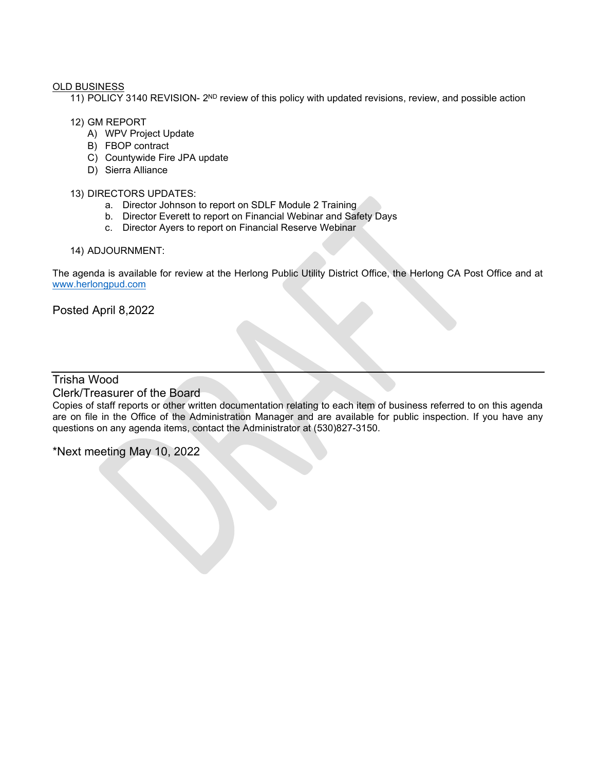OLD BUSINESS

11) POLICY 3140 REVISION- 2ND review of this policy with updated revisions, review, and possible action

12) GM REPORT
   A) WPV Project Update
   B) FBOP contract
   C) Countywide Fire JPA update
   D) Sierra Alliance

13) DIRECTORS UPDATES:
   a. Director Johnson to report on SDLF Module 2 Training
   b. Director Everett to report on Financial Webinar and Safety Days
   c. Director Ayers to report on Financial Reserve Webinar

14) ADJOURNMENT:

The agenda is available for review at the Herlong Public Utility District Office, the Herlong CA Post Office and at www.herlongpud.com

Posted April 8,2022

---

Trisha Wood
Clerk/Treasurer of the Board

Copies of staff reports or other written documentation relating to each item of business referred to on this agenda are on file in the Office of the Administration Manager and are available for public inspection. If you have any questions on any agenda items, contact the Administrator at (530)827-3150.

*Next meeting May 10, 2022

DRAFT